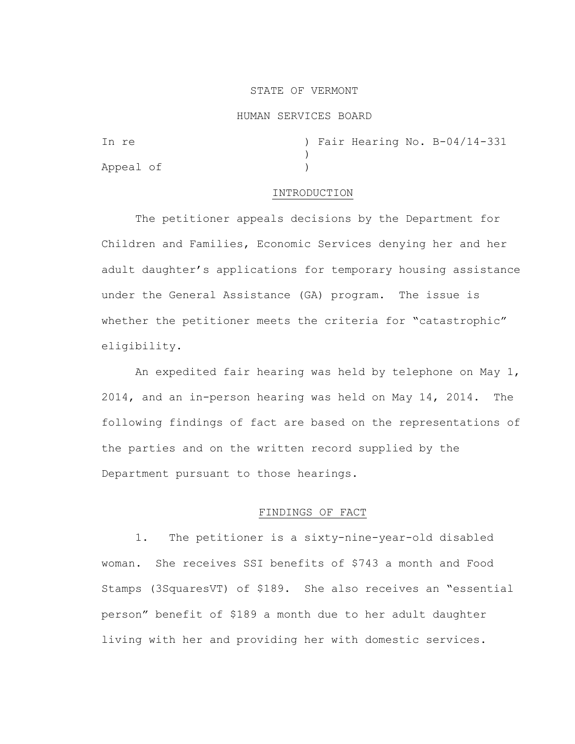STATE OF VERMONT

HUMAN SERVICES BOARD

In re ) Fair Hearing No. B-04/14-331
)
Appeal of )

## INTRODUCTION

The petitioner appeals decisions by the Department for Children and Families, Economic Services denying her and her adult daughter's applications for temporary housing assistance under the General Assistance (GA) program. The issue is whether the petitioner meets the criteria for "catastrophic" eligibility.

An expedited fair hearing was held by telephone on May 1, 2014, and an in-person hearing was held on May 14, 2014. The following findings of fact are based on the representations of the parties and on the written record supplied by the Department pursuant to those hearings.

## FINDINGS OF FACT

1. The petitioner is a sixty-nine-year-old disabled woman. She receives SSI benefits of $743 a month and Food Stamps (3SquaresVT) of $189. She also receives an "essential person" benefit of $189 a month due to her adult daughter living with her and providing her with domestic services.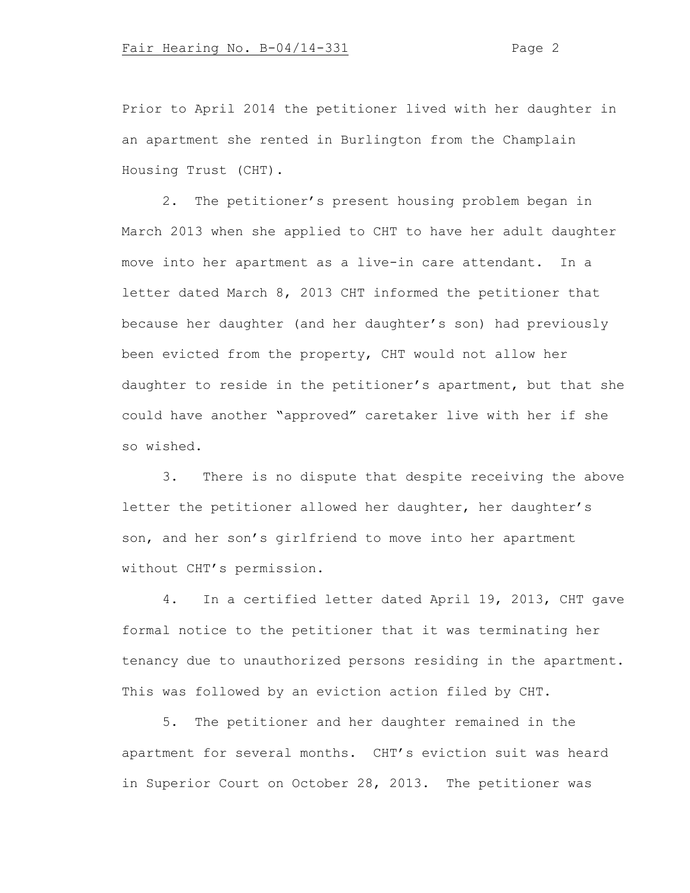Prior to April 2014 the petitioner lived with her daughter in an apartment she rented in Burlington from the Champlain Housing Trust (CHT).

2. The petitioner's present housing problem began in March 2013 when she applied to CHT to have her adult daughter move into her apartment as a live-in care attendant. In a letter dated March 8, 2013 CHT informed the petitioner that because her daughter (and her daughter's son) had previously been evicted from the property, CHT would not allow her daughter to reside in the petitioner's apartment, but that she could have another "approved" caretaker live with her if she so wished.

3. There is no dispute that despite receiving the above letter the petitioner allowed her daughter, her daughter's son, and her son's girlfriend to move into her apartment without CHT's permission.

4. In a certified letter dated April 19, 2013, CHT gave formal notice to the petitioner that it was terminating her tenancy due to unauthorized persons residing in the apartment. This was followed by an eviction action filed by CHT.

5. The petitioner and her daughter remained in the apartment for several months. CHT's eviction suit was heard in Superior Court on October 28, 2013. The petitioner was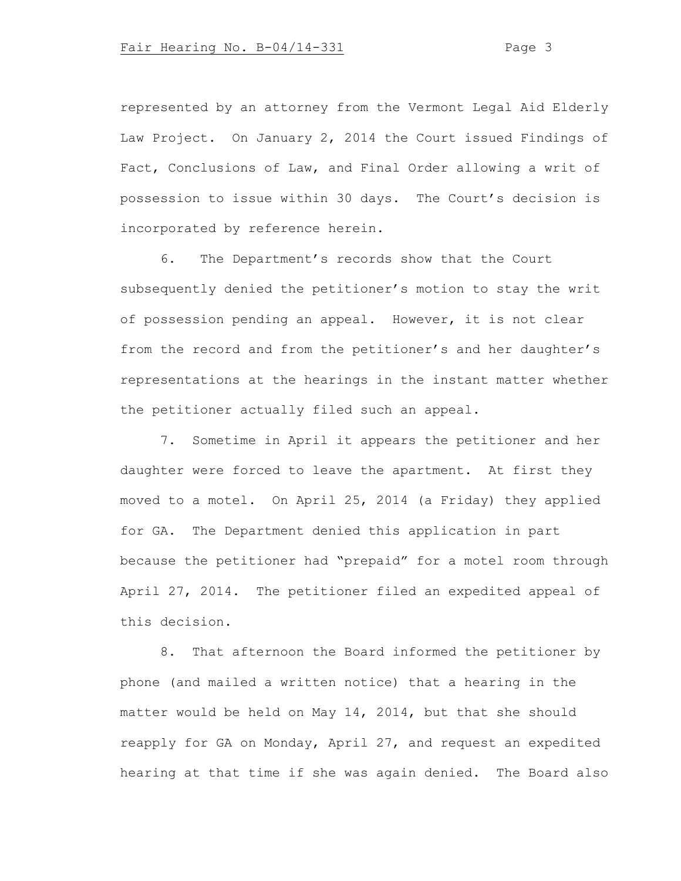represented by an attorney from the Vermont Legal Aid Elderly Law Project. On January 2, 2014 the Court issued Findings of Fact, Conclusions of Law, and Final Order allowing a writ of possession to issue within 30 days. The Court's decision is incorporated by reference herein.

6. The Department's records show that the Court subsequently denied the petitioner's motion to stay the writ of possession pending an appeal. However, it is not clear from the record and from the petitioner's and her daughter's representations at the hearings in the instant matter whether the petitioner actually filed such an appeal.

7. Sometime in April it appears the petitioner and her daughter were forced to leave the apartment. At first they moved to a motel. On April 25, 2014 (a Friday) they applied for GA. The Department denied this application in part because the petitioner had "prepaid" for a motel room through April 27, 2014. The petitioner filed an expedited appeal of this decision.

8. That afternoon the Board informed the petitioner by phone (and mailed a written notice) that a hearing in the matter would be held on May 14, 2014, but that she should reapply for GA on Monday, April 27, and request an expedited hearing at that time if she was again denied. The Board also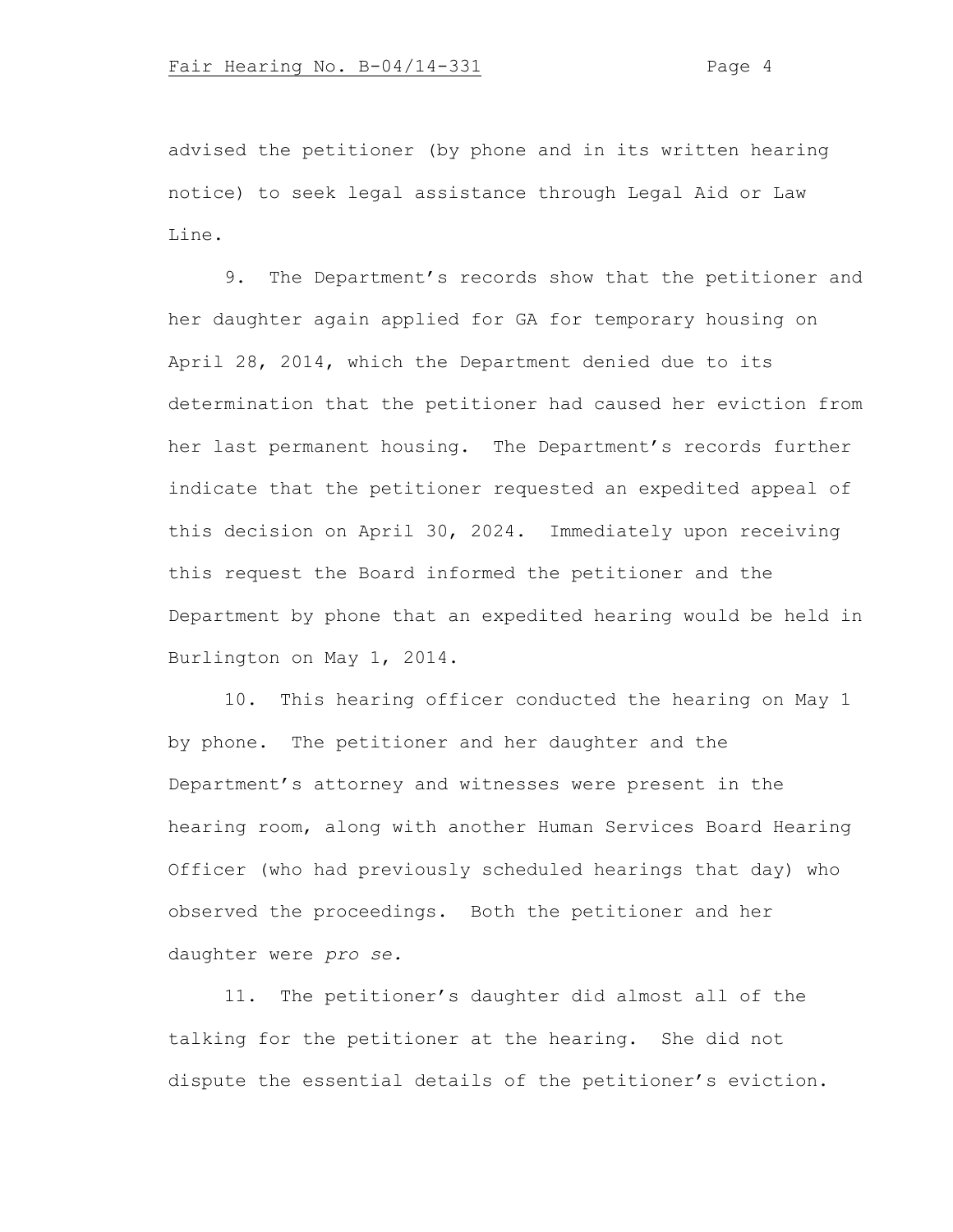advised the petitioner (by phone and in its written hearing notice) to seek legal assistance through Legal Aid or Law Line.

9. The Department's records show that the petitioner and her daughter again applied for GA for temporary housing on April 28, 2014, which the Department denied due to its determination that the petitioner had caused her eviction from her last permanent housing. The Department's records further indicate that the petitioner requested an expedited appeal of this decision on April 30, 2024. Immediately upon receiving this request the Board informed the petitioner and the Department by phone that an expedited hearing would be held in Burlington on May 1, 2014.

10. This hearing officer conducted the hearing on May 1 by phone. The petitioner and her daughter and the Department's attorney and witnesses were present in the hearing room, along with another Human Services Board Hearing Officer (who had previously scheduled hearings that day) who observed the proceedings. Both the petitioner and her daughter were *pro se.*

11. The petitioner's daughter did almost all of the talking for the petitioner at the hearing. She did not dispute the essential details of the petitioner's eviction.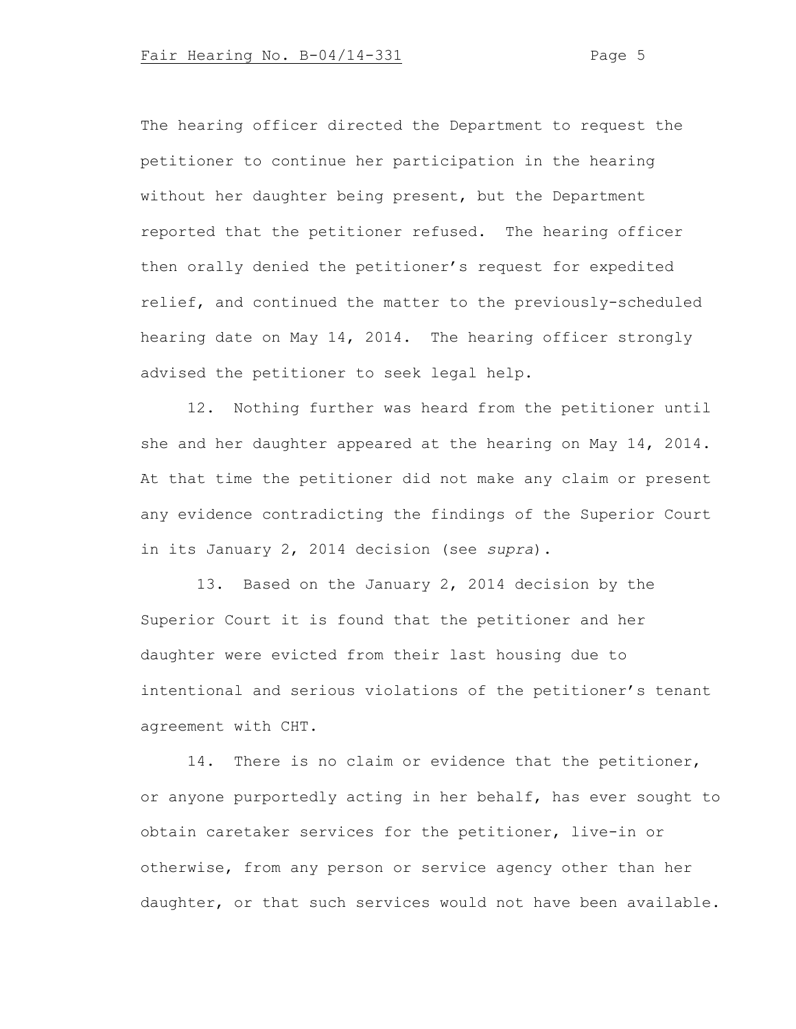The hearing officer directed the Department to request the petitioner to continue her participation in the hearing without her daughter being present, but the Department reported that the petitioner refused. The hearing officer then orally denied the petitioner's request for expedited relief, and continued the matter to the previously-scheduled hearing date on May 14, 2014. The hearing officer strongly advised the petitioner to seek legal help.

12. Nothing further was heard from the petitioner until she and her daughter appeared at the hearing on May 14, 2014. At that time the petitioner did not make any claim or present any evidence contradicting the findings of the Superior Court in its January 2, 2014 decision (see *supra*).

13. Based on the January 2, 2014 decision by the Superior Court it is found that the petitioner and her daughter were evicted from their last housing due to intentional and serious violations of the petitioner's tenant agreement with CHT.

14. There is no claim or evidence that the petitioner, or anyone purportedly acting in her behalf, has ever sought to obtain caretaker services for the petitioner, live-in or otherwise, from any person or service agency other than her daughter, or that such services would not have been available.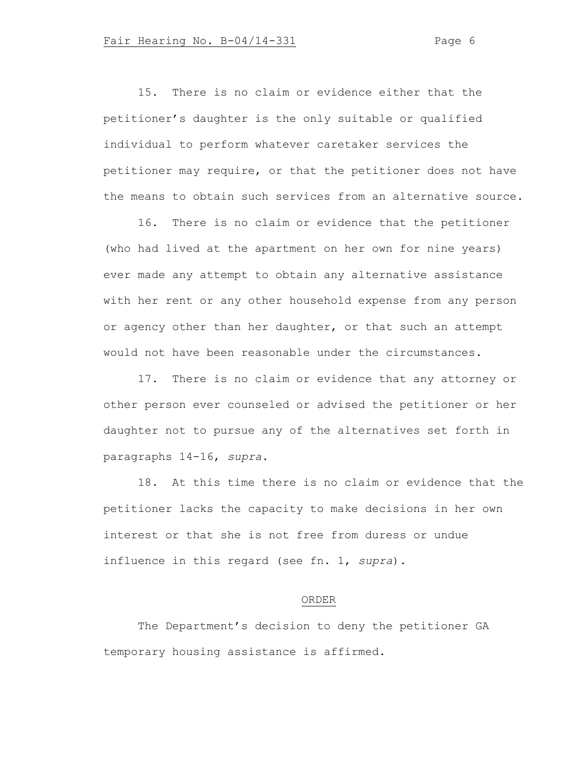15. There is no claim or evidence either that the petitioner's daughter is the only suitable or qualified individual to perform whatever caretaker services the petitioner may require, or that the petitioner does not have the means to obtain such services from an alternative source.

16. There is no claim or evidence that the petitioner (who had lived at the apartment on her own for nine years) ever made any attempt to obtain any alternative assistance with her rent or any other household expense from any person or agency other than her daughter, or that such an attempt would not have been reasonable under the circumstances.

17. There is no claim or evidence that any attorney or other person ever counseled or advised the petitioner or her daughter not to pursue any of the alternatives set forth in paragraphs 14-16, *supra*.

18. At this time there is no claim or evidence that the petitioner lacks the capacity to make decisions in her own interest or that she is not free from duress or undue influence in this regard (see fn. 1, *supra*).

## ORDER

The Department's decision to deny the petitioner GA temporary housing assistance is affirmed.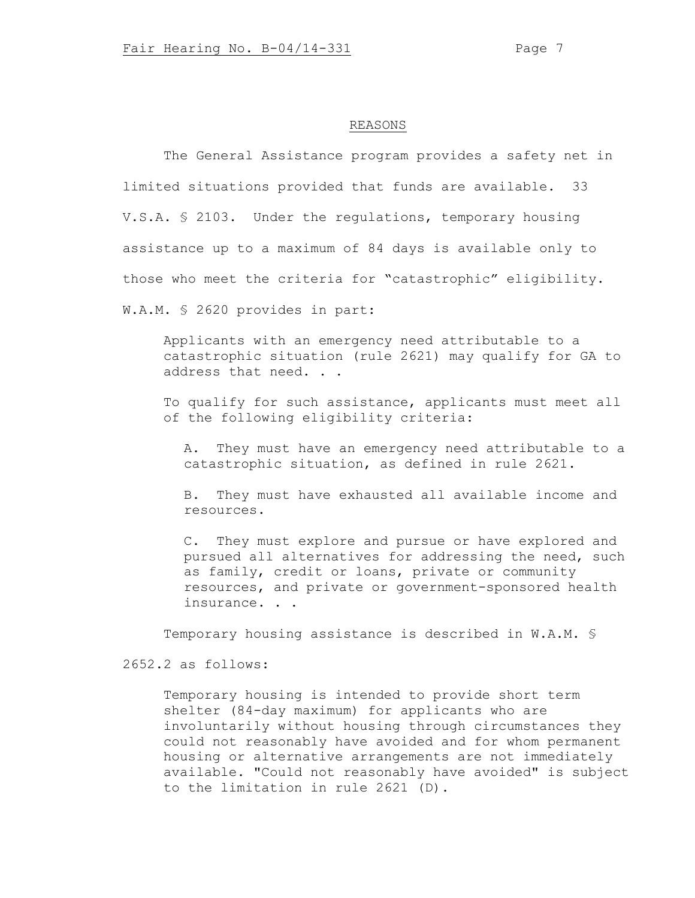## REASONS

The General Assistance program provides a safety net in limited situations provided that funds are available. 33 V.S.A. § 2103. Under the regulations, temporary housing assistance up to a maximum of 84 days is available only to those who meet the criteria for "catastrophic" eligibility. W.A.M. § 2620 provides in part:

> Applicants with an emergency need attributable to a catastrophic situation (rule 2621) may qualify for GA to address that need. . .
>
> To qualify for such assistance, applicants must meet all of the following eligibility criteria:
>
> A. They must have an emergency need attributable to a catastrophic situation, as defined in rule 2621.
>
> B. They must have exhausted all available income and resources.
>
> C. They must explore and pursue or have explored and pursued all alternatives for addressing the need, such as family, credit or loans, private or community resources, and private or government-sponsored health insurance. . .

Temporary housing assistance is described in W.A.M. § 2652.2 as follows:

> Temporary housing is intended to provide short term shelter (84-day maximum) for applicants who are involuntarily without housing through circumstances they could not reasonably have avoided and for whom permanent housing or alternative arrangements are not immediately available. "Could not reasonably have avoided" is subject to the limitation in rule 2621 (D).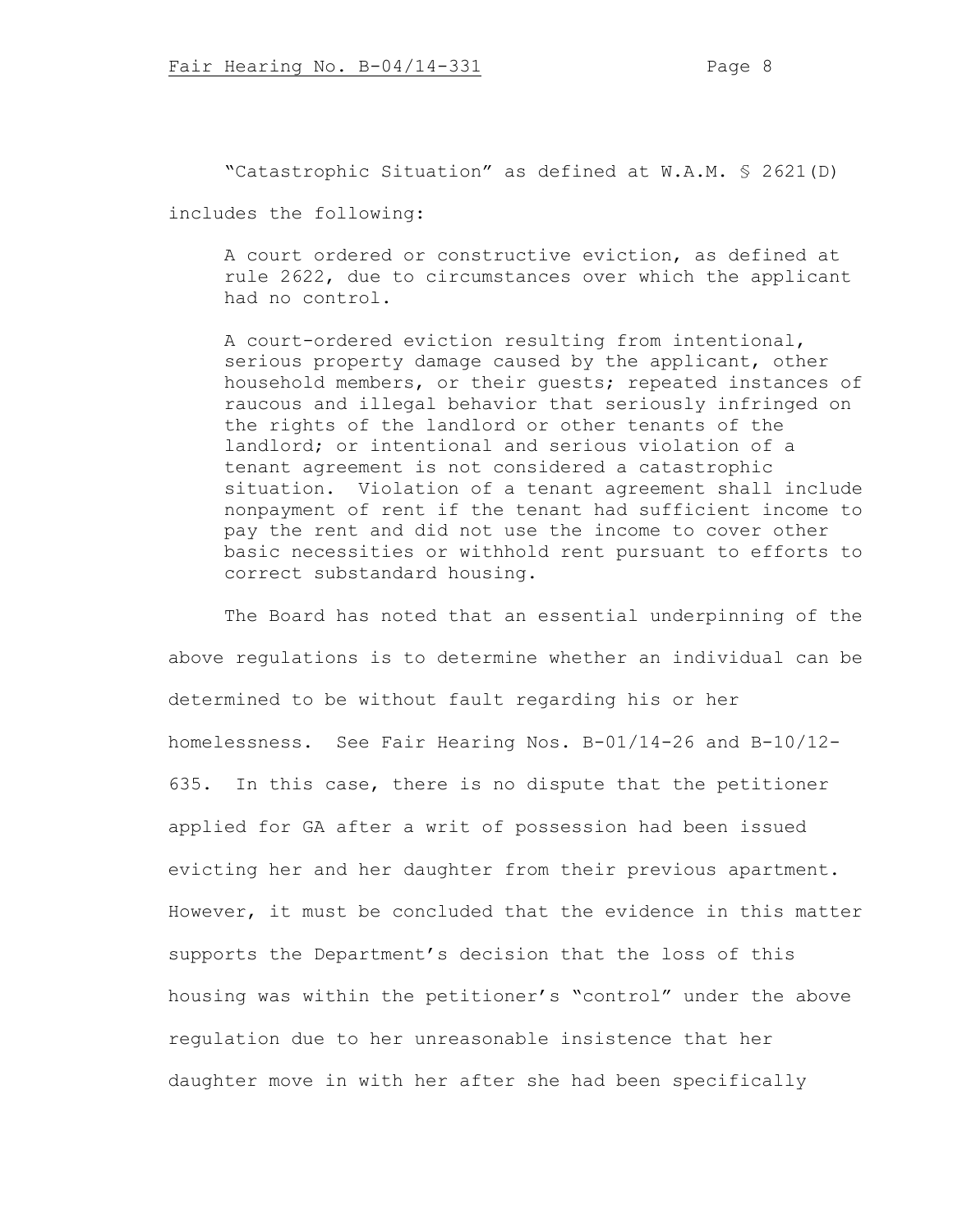"Catastrophic Situation" as defined at W.A.M. § 2621(D) includes the following:

> A court ordered or constructive eviction, as defined at rule 2622, due to circumstances over which the applicant had no control.
>
> A court-ordered eviction resulting from intentional, serious property damage caused by the applicant, other household members, or their guests; repeated instances of raucous and illegal behavior that seriously infringed on the rights of the landlord or other tenants of the landlord; or intentional and serious violation of a tenant agreement is not considered a catastrophic situation. Violation of a tenant agreement shall include nonpayment of rent if the tenant had sufficient income to pay the rent and did not use the income to cover other basic necessities or withhold rent pursuant to efforts to correct substandard housing.

The Board has noted that an essential underpinning of the above regulations is to determine whether an individual can be determined to be without fault regarding his or her homelessness. See Fair Hearing Nos. B-01/14-26 and B-10/12-635. In this case, there is no dispute that the petitioner applied for GA after a writ of possession had been issued evicting her and her daughter from their previous apartment. However, it must be concluded that the evidence in this matter supports the Department's decision that the loss of this housing was within the petitioner's "control" under the above regulation due to her unreasonable insistence that her daughter move in with her after she had been specifically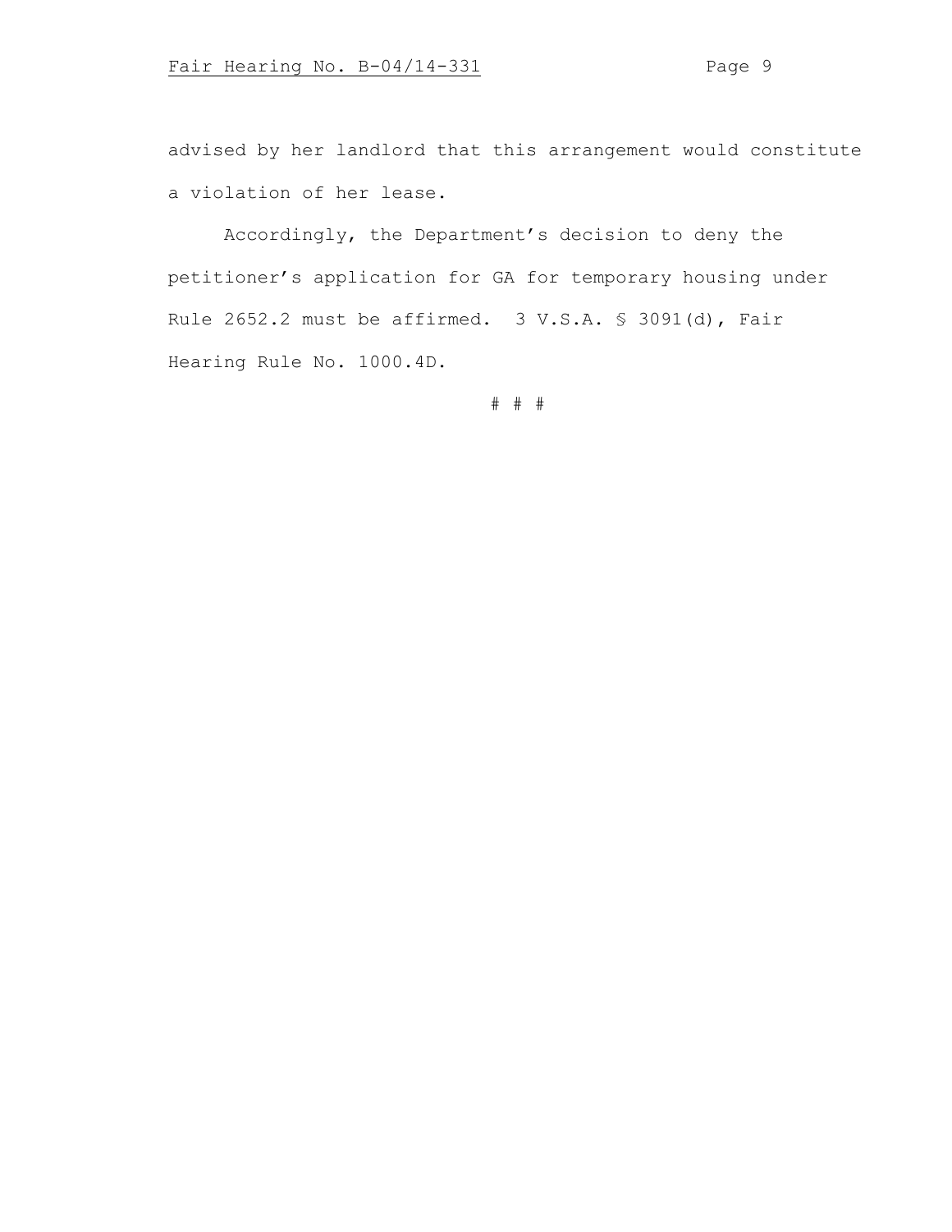advised by her landlord that this arrangement would constitute a violation of her lease.

Accordingly, the Department's decision to deny the petitioner's application for GA for temporary housing under Rule 2652.2 must be affirmed. 3 V.S.A. § 3091(d), Fair Hearing Rule No. 1000.4D.

# # #